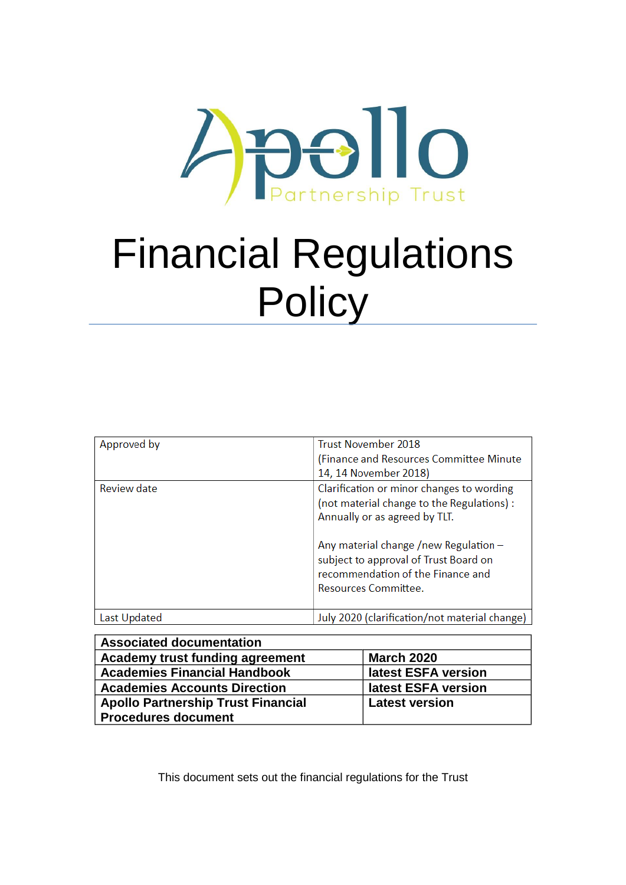Apollo Partnership Trust

# Financial Regulations Policy

| Approved by | Trust November 2018 (Finance and Resources Committee Minute 14, 14 November 2018) |
|---|---|
| Review date | Clarification or minor changes to wording (not material change to the Regulations) : Annually or as agreed by TLT.<br><br>Any material change /new Regulation – subject to approval of Trust Board on recommendation of the Finance and Resources Committee. |
| Last Updated | July 2020 (clarification/not material change) |

| **Associated documentation** | |
|---|---|
| **Academy trust funding agreement** | **March 2020** |
| **Academies Financial Handbook** | **latest ESFA version** |
| **Academies Accounts Direction** | **latest ESFA version** |
| **Apollo Partnership Trust Financial Procedures document** | **Latest version** |

This document sets out the financial regulations for the Trust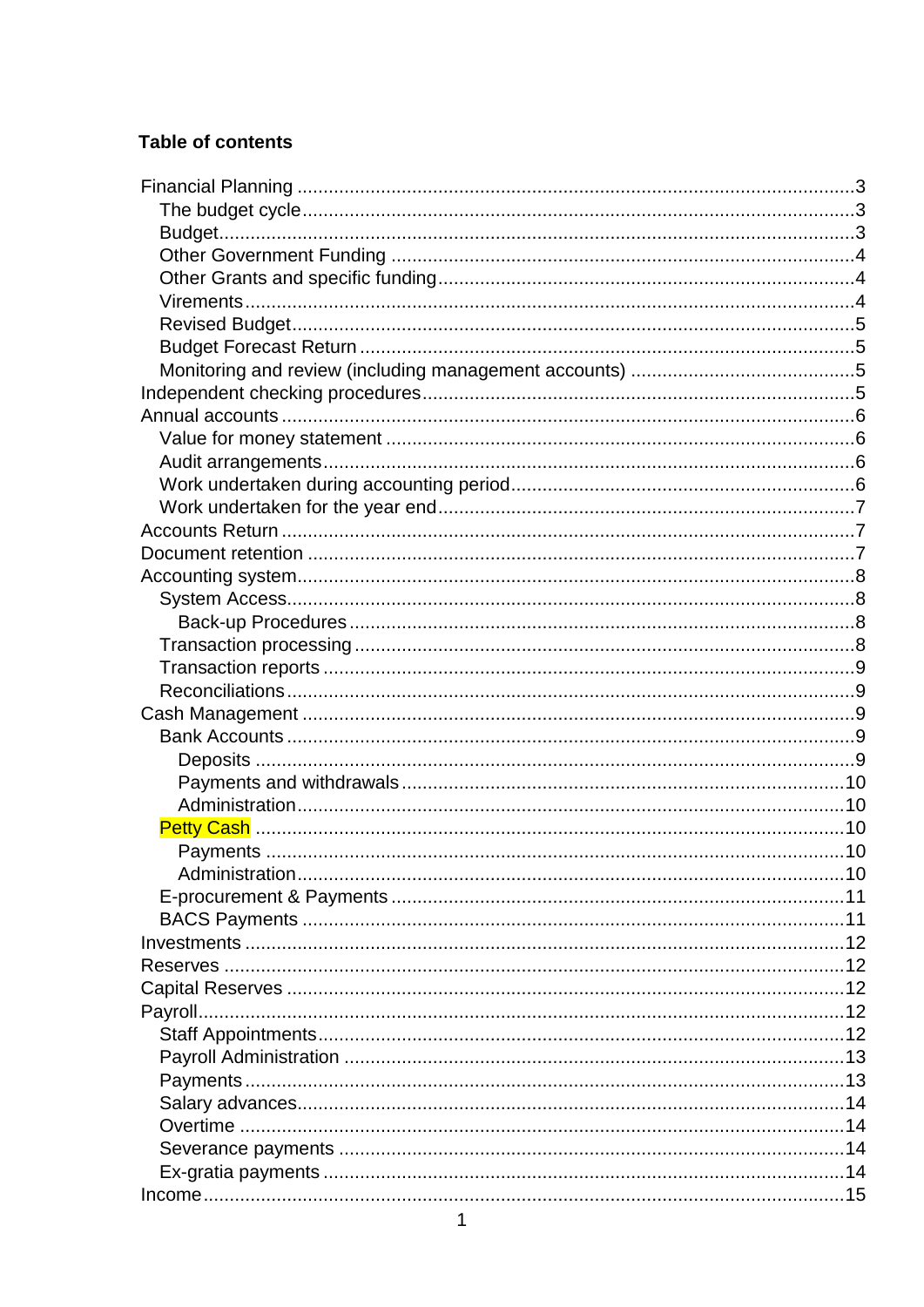**Table of contents**

- Financial Planning ... 3
  - The budget cycle ... 3
  - Budget ... 3
  - Other Government Funding ... 4
  - Other Grants and specific funding ... 4
  - Virements ... 4
  - Revised Budget ... 5
  - Budget Forecast Return ... 5
  - Monitoring and review (including management accounts) ... 5
- Independent checking procedures ... 5
- Annual accounts ... 6
  - Value for money statement ... 6
  - Audit arrangements ... 6
  - Work undertaken during accounting period ... 6
  - Work undertaken for the year end ... 7
- Accounts Return ... 7
- Document retention ... 7
- Accounting system ... 8
  - System Access ... 8
    - Back-up Procedures ... 8
  - Transaction processing ... 8
  - Transaction reports ... 9
  - Reconciliations ... 9
- Cash Management ... 9
  - Bank Accounts ... 9
    - Deposits ... 9
    - Payments and withdrawals ... 10
    - Administration ... 10
  - Petty Cash ... 10
    - Payments ... 10
    - Administration ... 10
  - E-procurement & Payments ... 11
  - BACS Payments ... 11
- Investments ... 12
- Reserves ... 12
- Capital Reserves ... 12
- Payroll ... 12
  - Staff Appointments ... 12
  - Payroll Administration ... 13
  - Payments ... 13
  - Salary advances ... 14
  - Overtime ... 14
  - Severance payments ... 14
  - Ex-gratia payments ... 14
- Income ... 15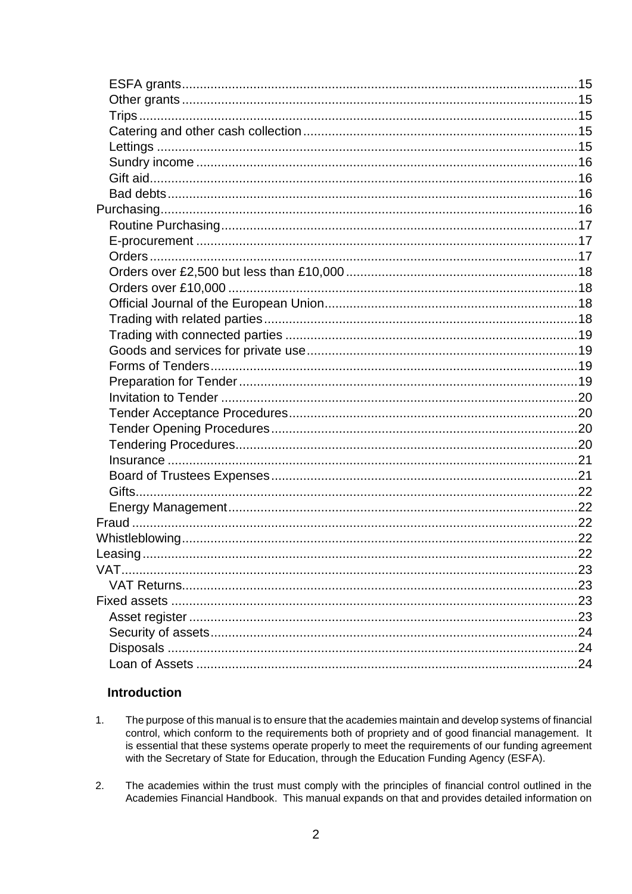ESFA grants ..... 15
Other grants ..... 15
Trips ..... 15
Catering and other cash collection ..... 15
Lettings ..... 15
Sundry income ..... 16
Gift aid ..... 16
Bad debts ..... 16
Purchasing ..... 16
Routine Purchasing ..... 17
E-procurement ..... 17
Orders ..... 17
Orders over £2,500 but less than £10,000 ..... 18
Orders over £10,000 ..... 18
Official Journal of the European Union ..... 18
Trading with related parties ..... 18
Trading with connected parties ..... 19
Goods and services for private use ..... 19
Forms of Tenders ..... 19
Preparation for Tender ..... 19
Invitation to Tender ..... 20
Tender Acceptance Procedures ..... 20
Tender Opening Procedures ..... 20
Tendering Procedures ..... 20
Insurance ..... 21
Board of Trustees Expenses ..... 21
Gifts ..... 22
Energy Management ..... 22
Fraud ..... 22
Whistleblowing ..... 22
Leasing ..... 22
VAT ..... 23
VAT Returns ..... 23
Fixed assets ..... 23
Asset register ..... 23
Security of assets ..... 24
Disposals ..... 24
Loan of Assets ..... 24

## Introduction

1. The purpose of this manual is to ensure that the academies maintain and develop systems of financial control, which conform to the requirements both of propriety and of good financial management. It is essential that these systems operate properly to meet the requirements of our funding agreement with the Secretary of State for Education, through the Education Funding Agency (ESFA).

2. The academies within the trust must comply with the principles of financial control outlined in the Academies Financial Handbook. This manual expands on that and provides detailed information on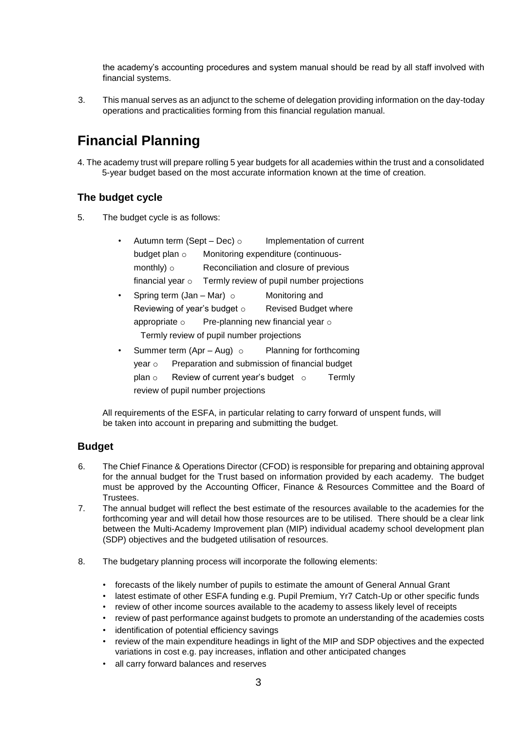the academy's accounting procedures and system manual should be read by all staff involved with financial systems.

3. This manual serves as an adjunct to the scheme of delegation providing information on the day-today operations and practicalities forming from this financial regulation manual.

# Financial Planning

4. The academy trust will prepare rolling 5 year budgets for all academies within the trust and a consolidated 5-year budget based on the most accurate information known at the time of creation.

## The budget cycle

5. The budget cycle is as follows:

- Autumn term (Sept – Dec)
  - Implementation of current budget plan
  - Monitoring expenditure (continuous-monthly)
  - Reconciliation and closure of previous financial year
  - Termly review of pupil number projections
- Spring term (Jan – Mar)
  - Monitoring and Reviewing of year's budget
  - Revised Budget where appropriate
  - Pre-planning new financial year
  - Termly review of pupil projections
- Summer term (Apr – Aug)
  - Planning for forthcoming year
  - Preparation and submission of financial budget plan
  - Review of current year's budget
  - Termly review of pupil number projections

All requirements of the ESFA, in particular relating to carry forward of unspent funds, will be taken into account in preparing and submitting the budget.

## Budget

6. The Chief Finance & Operations Director (CFOD) is responsible for preparing and obtaining approval for the annual budget for the Trust based on information provided by each academy. The budget must be approved by the Accounting Officer, Finance & Resources Committee and the Board of Trustees.
7. The annual budget will reflect the best estimate of the resources available to the academies for the forthcoming year and will detail how those resources are to be utilised. There should be a clear link between the Multi-Academy Improvement plan (MIP) individual academy school development plan (SDP) objectives and the budgeted utilisation of resources.
8. The budgetary planning process will incorporate the following elements:
   - forecasts of the likely number of pupils to estimate the amount of General Annual Grant
   - latest estimate of other ESFA funding e.g. Pupil Premium, Yr7 Catch-Up or other specific funds
   - review of other income sources available to the academy to assess likely level of receipts
   - review of past performance against budgets to promote an understanding of the academies costs
   - identification of potential efficiency savings
   - review of the main expenditure headings in light of the MIP and SDP objectives and the expected variations in cost e.g. pay increases, inflation and other anticipated changes
   - all carry forward balances and reserves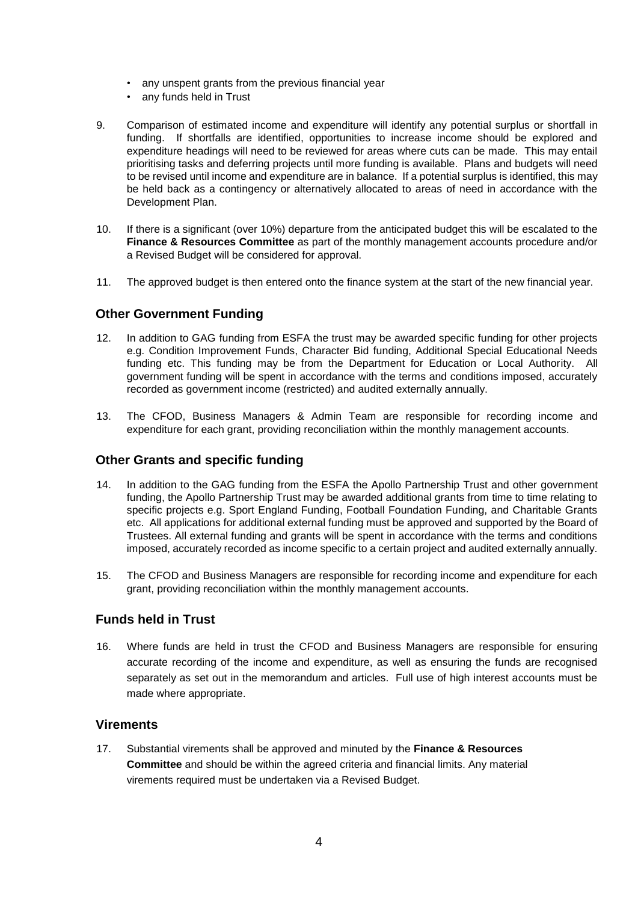- any unspent grants from the previous financial year
- any funds held in Trust

9. Comparison of estimated income and expenditure will identify any potential surplus or shortfall in funding. If shortfalls are identified, opportunities to increase income should be explored and expenditure headings will need to be reviewed for areas where cuts can be made. This may entail prioritising tasks and deferring projects until more funding is available. Plans and budgets will need to be revised until income and expenditure are in balance. If a potential surplus is identified, this may be held back as a contingency or alternatively allocated to areas of need in accordance with the Development Plan.

10. If there is a significant (over 10%) departure from the anticipated budget this will be escalated to the **Finance & Resources Committee** as part of the monthly management accounts procedure and/or a Revised Budget will be considered for approval.

11. The approved budget is then entered onto the finance system at the start of the new financial year.

## Other Government Funding

12. In addition to GAG funding from ESFA the trust may be awarded specific funding for other projects e.g. Condition Improvement Funds, Character Bid funding, Additional Special Educational Needs funding etc. This funding may be from the Department for Education or Local Authority. All government funding will be spent in accordance with the terms and conditions imposed, accurately recorded as government income (restricted) and audited externally annually.

13. The CFOD, Business Managers & Admin Team are responsible for recording income and expenditure for each grant, providing reconciliation within the monthly management accounts.

## Other Grants and specific funding

14. In addition to the GAG funding from the ESFA the Apollo Partnership Trust and other government funding, the Apollo Partnership Trust may be awarded additional grants from time to time relating to specific projects e.g. Sport England Funding, Football Foundation Funding, and Charitable Grants etc. All applications for additional external funding must be approved and supported by the Board of Trustees. All external funding and grants will be spent in accordance with the terms and conditions imposed, accurately recorded as income specific to a certain project and audited externally annually.

15. The CFOD and Business Managers are responsible for recording income and expenditure for each grant, providing reconciliation within the monthly management accounts.

## Funds held in Trust

16. Where funds are held in trust the CFOD and Business Managers are responsible for ensuring accurate recording of the income and expenditure, as well as ensuring the funds are recognised separately as set out in the memorandum and articles. Full use of high interest accounts must be made where appropriate.

## Virements

17. Substantial virements shall be approved and minuted by the **Finance & Resources Committee** and should be within the agreed criteria and financial limits. Any material virements required must be undertaken via a Revised Budget.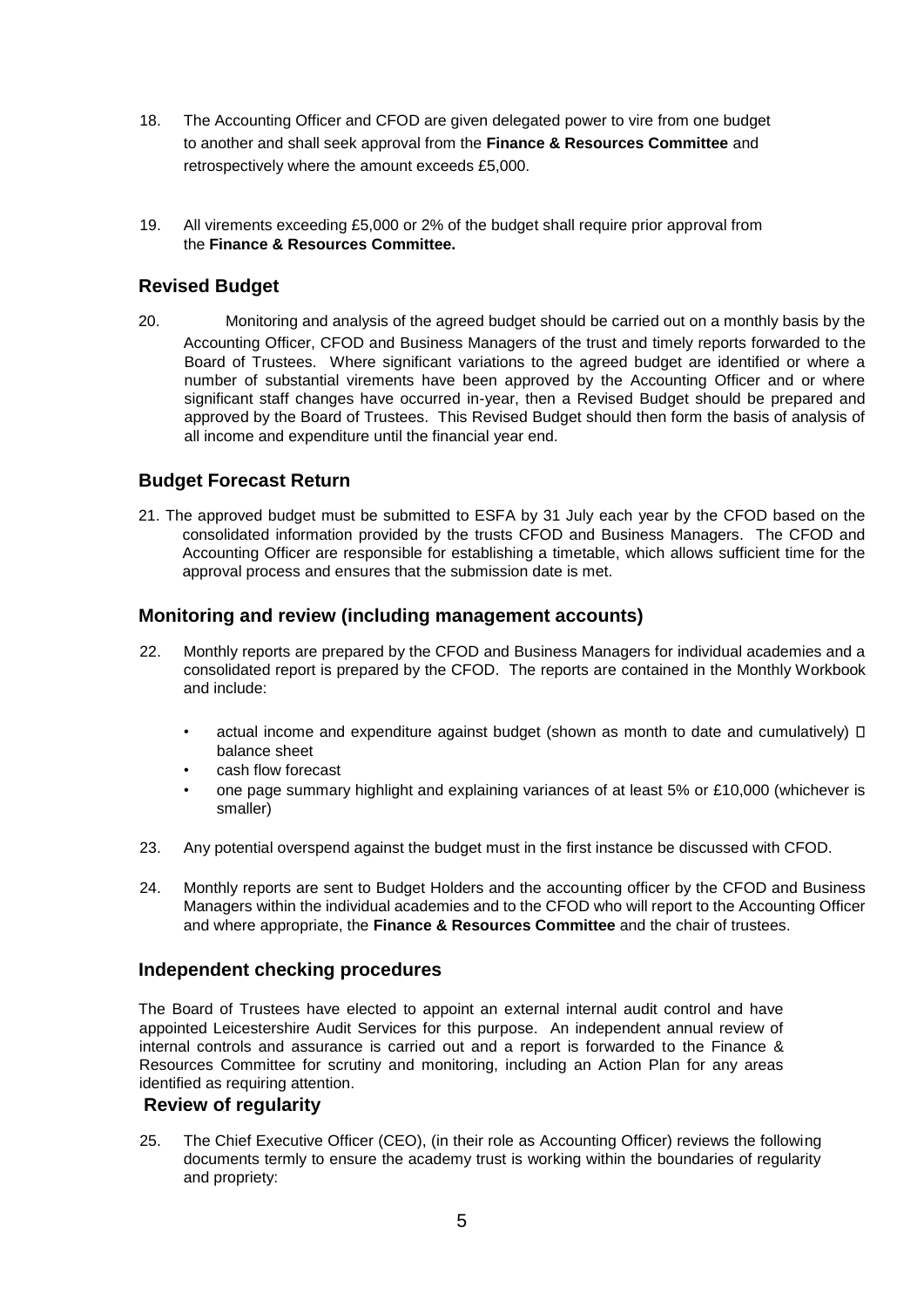18. The Accounting Officer and CFOD are given delegated power to vire from one budget to another and shall seek approval from the **Finance & Resources Committee** and retrospectively where the amount exceeds £5,000.

19. All virements exceeding £5,000 or 2% of the budget shall require prior approval from the **Finance & Resources Committee.**

## Revised Budget

20. Monitoring and analysis of the agreed budget should be carried out on a monthly basis by the Accounting Officer, CFOD and Business Managers of the trust and timely reports forwarded to the Board of Trustees. Where significant variations to the agreed budget are identified or where a number of substantial virements have been approved by the Accounting Officer and or where significant staff changes have occurred in-year, then a Revised Budget should be prepared and approved by the Board of Trustees. This Revised Budget should then form the basis of analysis of all income and expenditure until the financial year end.

## Budget Forecast Return

21. The approved budget must be submitted to ESFA by 31 July each year by the CFOD based on the consolidated information provided by the trusts CFOD and Business Managers. The CFOD and Accounting Officer are responsible for establishing a timetable, which allows sufficient time for the approval process and ensures that the submission date is met.

## Monitoring and review (including management accounts)

22. Monthly reports are prepared by the CFOD and Business Managers for individual academies and a consolidated report is prepared by the CFOD. The reports are contained in the Monthly Workbook and include:

    - actual income and expenditure against budget (shown as month to date and cumulatively)
    - balance sheet
    - cash flow forecast
    - one page summary highlight and explaining variances of at least 5% or £10,000 (whichever is smaller)

23. Any potential overspend against the budget must in the first instance be discussed with CFOD.

24. Monthly reports are sent to Budget Holders and the accounting officer by the CFOD and Business Managers within the individual academies and to the CFOD who will report to the Accounting Officer and where appropriate, the **Finance & Resources Committee** and the chair of trustees.

## Independent checking procedures

The Board of Trustees have elected to appoint an external internal audit control and have appointed Leicestershire Audit Services for this purpose. An independent annual review of internal controls and assurance is carried out and a report is forwarded to the Finance & Resources Committee for scrutiny and monitoring, including an Action Plan for any areas identified as requiring attention.

## Review of regularity

25. The Chief Executive Officer (CEO), (in their role as Accounting Officer) reviews the following documents termly to ensure the academy trust is working within the boundaries of regularity and propriety: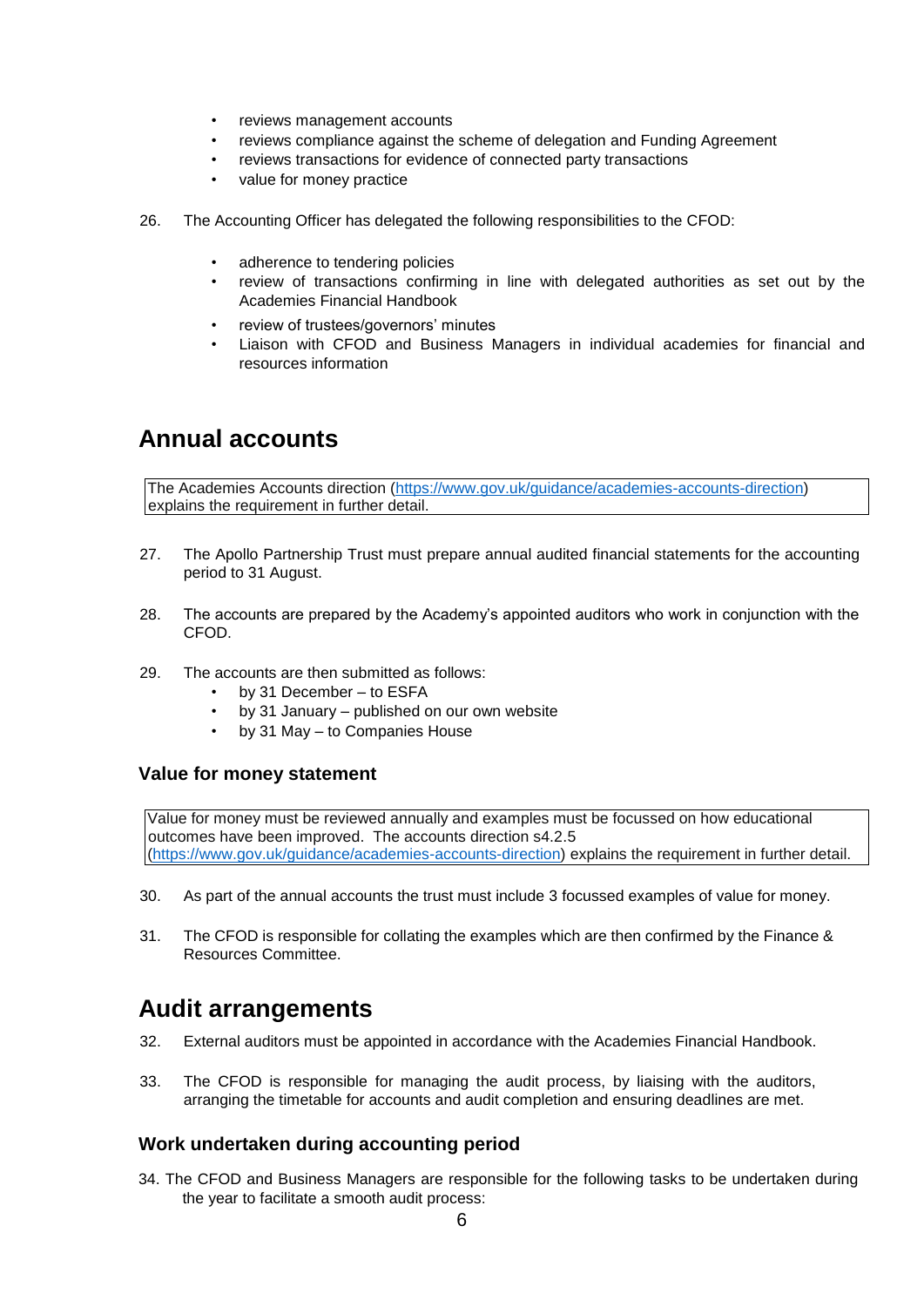- reviews management accounts
- reviews compliance against the scheme of delegation and Funding Agreement
- reviews transactions for evidence of connected party transactions
- value for money practice

26. The Accounting Officer has delegated the following responsibilities to the CFOD:

    - adherence to tendering policies
    - review of transactions confirming in line with delegated authorities as set out by the Academies Financial Handbook
    - review of trustees/governors' minutes
    - Liaison with CFOD and Business Managers in individual academies for financial and resources information

# Annual accounts

> The Academies Accounts direction (https://www.gov.uk/guidance/academies-accounts-direction) explains the requirement in further detail.

27. The Apollo Partnership Trust must prepare annual audited financial statements for the accounting period to 31 August.

28. The accounts are prepared by the Academy's appointed auditors who work in conjunction with the CFOD.

29. The accounts are then submitted as follows:
    - by 31 December – to ESFA
    - by 31 January – published on our own website
    - by 31 May – to Companies House

## Value for money statement

> Value for money must be reviewed annually and examples must be focussed on how educational outcomes have been improved. The accounts direction s4.2.5 (https://www.gov.uk/guidance/academies-accounts-direction) explains the requirement in further detail.

30. As part of the annual accounts the trust must include 3 focussed examples of value for money.

31. The CFOD is responsible for collating the examples which are then confirmed by the Finance & Resources Committee.

# Audit arrangements

32. External auditors must be appointed in accordance with the Academies Financial Handbook.

33. The CFOD is responsible for managing the audit process, by liaising with the auditors, arranging the timetable for accounts and audit completion and ensuring deadlines are met.

## Work undertaken during accounting period

34. The CFOD and Business Managers are responsible for the following tasks to be undertaken during the year to facilitate a smooth audit process: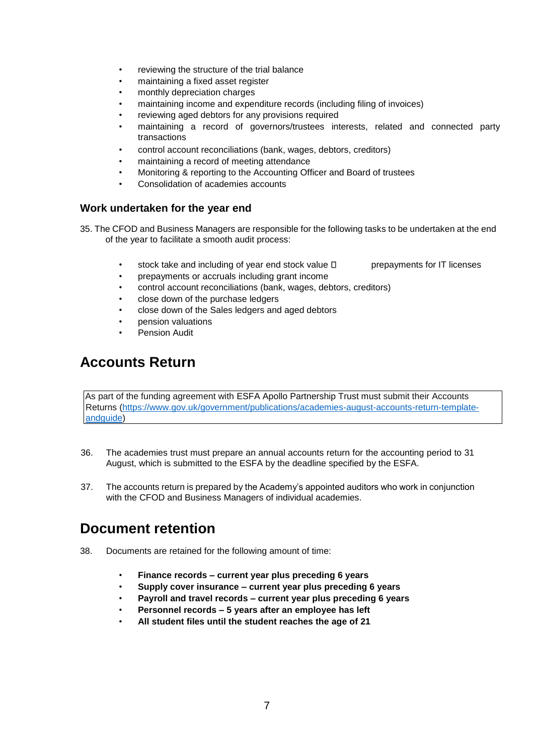- reviewing the structure of the trial balance
- maintaining a fixed asset register
- monthly depreciation charges
- maintaining income and expenditure records (including filing of invoices)
- reviewing aged debtors for any provisions required
- maintaining a record of governors/trustees interests, related and connected party transactions
- control account reconciliations (bank, wages, debtors, creditors)
- maintaining a record of meeting attendance
- Monitoring & reporting to the Accounting Officer and Board of trustees
- Consolidation of academies accounts

### Work undertaken for the year end

35. The CFOD and Business Managers are responsible for the following tasks to be undertaken at the end of the year to facilitate a smooth audit process:

- stock take and including of year end stock value  prepayments for IT licenses
- prepayments or accruals including grant income
- control account reconciliations (bank, wages, debtors, creditors)
- close down of the purchase ledgers
- close down of the Sales ledgers and aged debtors
- pension valuations
- Pension Audit

## Accounts Return

As part of the funding agreement with ESFA Apollo Partnership Trust must submit their Accounts Returns (https://www.gov.uk/government/publications/academies-august-accounts-return-template-andguide)

36. The academies trust must prepare an annual accounts return for the accounting period to 31 August, which is submitted to the ESFA by the deadline specified by the ESFA.

37. The accounts return is prepared by the Academy's appointed auditors who work in conjunction with the CFOD and Business Managers of individual academies.

## Document retention

38. Documents are retained for the following amount of time:

- **Finance records – current year plus preceding 6 years**
- **Supply cover insurance – current year plus preceding 6 years**
- **Payroll and travel records – current year plus preceding 6 years**
- **Personnel records – 5 years after an employee has left**
- **All student files until the student reaches the age of 21**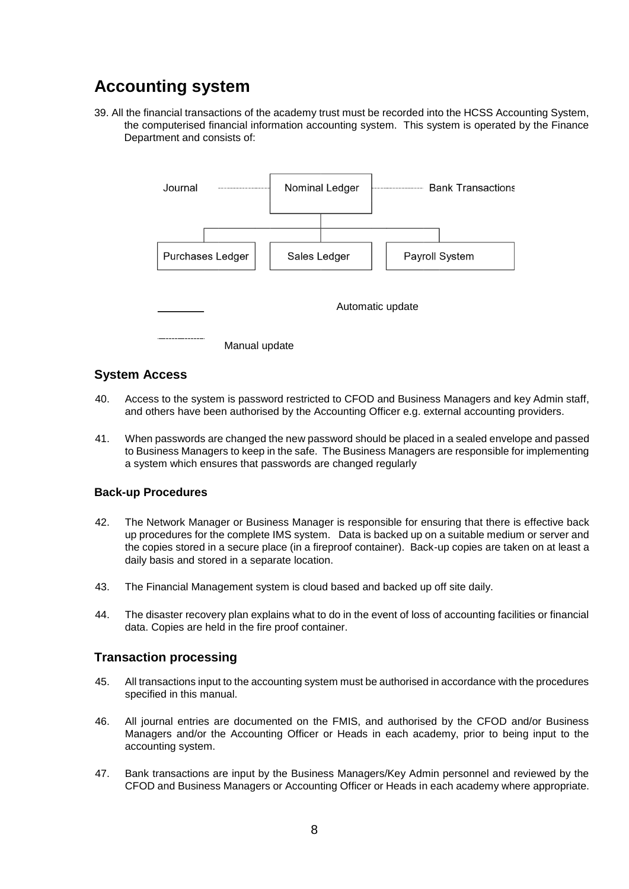## Accounting system

39. All the financial transactions of the academy trust must be recorded into the HCSS Accounting System, the computerised financial information accounting system. This system is operated by the Finance Department and consists of:

Journal ------- Nominal Ledger ------- Bank Transactions

Purchases Ledger | Sales Ledger | Payroll System

———— Automatic update

- - - - - - Manual update

### System Access

40. Access to the system is password restricted to CFOD and Business Managers and key Admin staff, and others have been authorised by the Accounting Officer e.g. external accounting providers.

41. When passwords are changed the new password should be placed in a sealed envelope and passed to Business Managers to keep in the safe. The Business Managers are responsible for implementing a system which ensures that passwords are changed regularly

#### Back-up Procedures

42. The Network Manager or Business Manager is responsible for ensuring that there is effective back up procedures for the complete IMS system. Data is backed up on a suitable medium or server and the copies stored in a secure place (in a fireproof container). Back-up copies are taken on at least a daily basis and stored in a separate location.

43. The Financial Management system is cloud based and backed up off site daily.

44. The disaster recovery plan explains what to do in the event of loss of accounting facilities or financial data. Copies are held in the fire proof container.

### Transaction processing

45. All transactions input to the accounting system must be authorised in accordance with the procedures specified in this manual.

46. All journal entries are documented on the FMIS, and authorised by the CFOD and/or Business Managers and/or the Accounting Officer or Heads in each academy, prior to being input to the accounting system.

47. Bank transactions are input by the Business Managers/Key Admin personnel and reviewed by the CFOD and Business Managers or Accounting Officer or Heads in each academy where appropriate.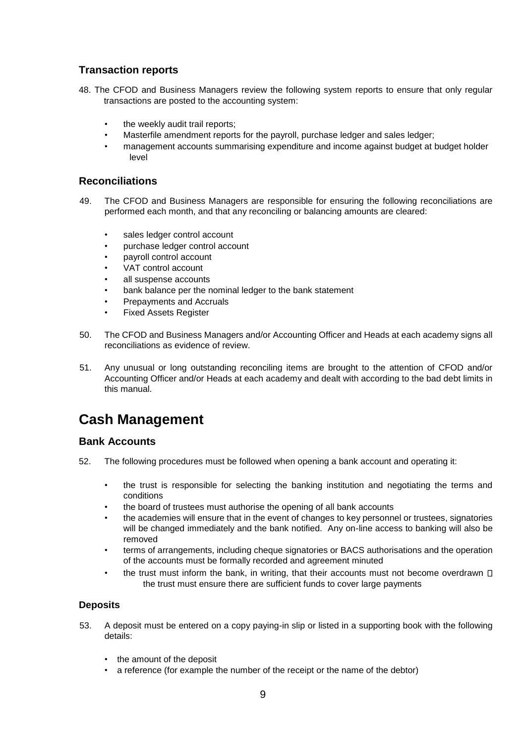### Transaction reports

48. The CFOD and Business Managers review the following system reports to ensure that only regular transactions are posted to the accounting system:

    - the weekly audit trail reports;
    - Masterfile amendment reports for the payroll, purchase ledger and sales ledger;
    - management accounts summarising expenditure and income against budget at budget holder level

### Reconciliations

49. The CFOD and Business Managers are responsible for ensuring the following reconciliations are performed each month, and that any reconciling or balancing amounts are cleared:

    - sales ledger control account
    - purchase ledger control account
    - payroll control account
    - VAT control account
    - all suspense accounts
    - bank balance per the nominal ledger to the bank statement
    - Prepayments and Accruals
    - Fixed Assets Register

50. The CFOD and Business Managers and/or Accounting Officer and Heads at each academy signs all reconciliations as evidence of review.

51. Any unusual or long outstanding reconciling items are brought to the attention of CFOD and/or Accounting Officer and/or Heads at each academy and dealt with according to the bad debt limits in this manual.

## Cash Management

### Bank Accounts

52. The following procedures must be followed when opening a bank account and operating it:

    - the trust is responsible for selecting the banking institution and negotiating the terms and conditions
    - the board of trustees must authorise the opening of all bank accounts
    - the academies will ensure that in the event of changes to key personnel or trustees, signatories will be changed immediately and the bank notified. Any on-line access to banking will also be removed
    - terms of arrangements, including cheque signatories or BACS authorisations and the operation of the accounts must be formally recorded and agreement minuted
    - the trust must inform the bank, in writing, that their accounts must not become overdrawn
    - the trust must ensure there are sufficient funds to cover large payments

#### Deposits

53. A deposit must be entered on a copy paying-in slip or listed in a supporting book with the following details:

    - the amount of the deposit
    - a reference (for example the number of the receipt or the name of the debtor)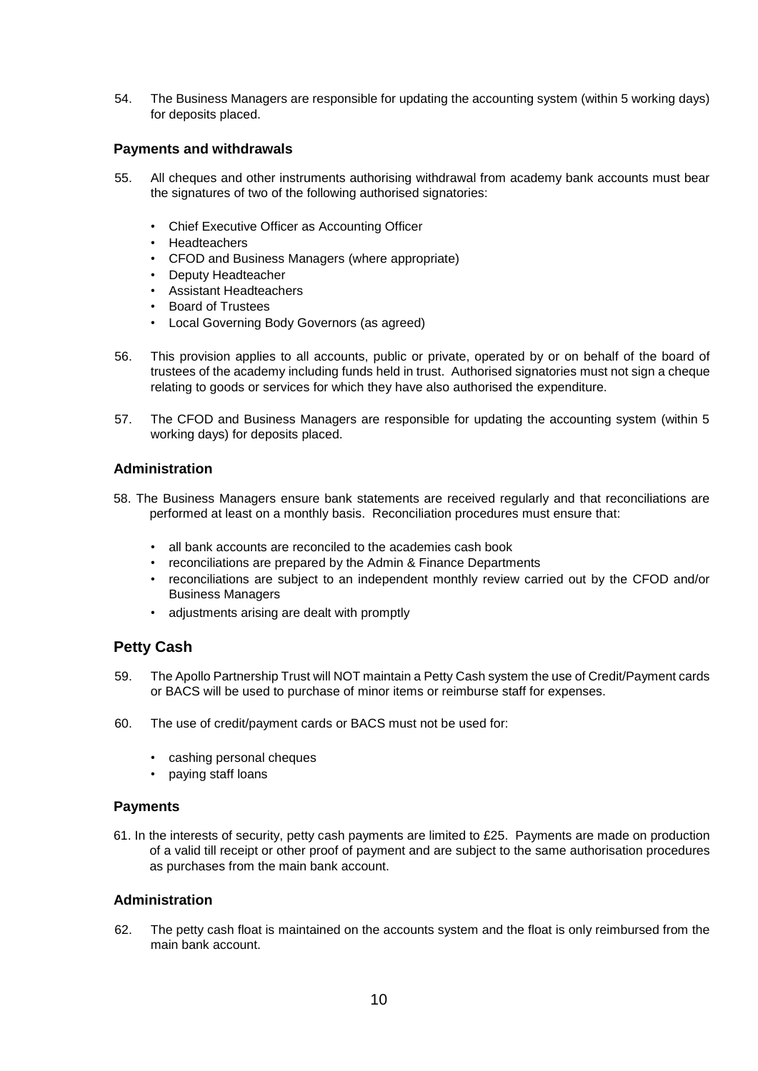54. The Business Managers are responsible for updating the accounting system (within 5 working days) for deposits placed.

### Payments and withdrawals

55. All cheques and other instruments authorising withdrawal from academy bank accounts must bear the signatures of two of the following authorised signatories:

    - Chief Executive Officer as Accounting Officer
    - Headteachers
    - CFOD and Business Managers (where appropriate)
    - Deputy Headteacher
    - Assistant Headteachers
    - Board of Trustees
    - Local Governing Body Governors (as agreed)

56. This provision applies to all accounts, public or private, operated by or on behalf of the board of trustees of the academy including funds held in trust. Authorised signatories must not sign a cheque relating to goods or services for which they have also authorised the expenditure.

57. The CFOD and Business Managers are responsible for updating the accounting system (within 5 working days) for deposits placed.

### Administration

58. The Business Managers ensure bank statements are received regularly and that reconciliations are performed at least on a monthly basis. Reconciliation procedures must ensure that:

    - all bank accounts are reconciled to the academies cash book
    - reconciliations are prepared by the Admin & Finance Departments
    - reconciliations are subject to an independent monthly review carried out by the CFOD and/or Business Managers
    - adjustments arising are dealt with promptly

## Petty Cash

59. The Apollo Partnership Trust will NOT maintain a Petty Cash system the use of Credit/Payment cards or BACS will be used to purchase of minor items or reimburse staff for expenses.

60. The use of credit/payment cards or BACS must not be used for:

    - cashing personal cheques
    - paying staff loans

### Payments

61. In the interests of security, petty cash payments are limited to £25. Payments are made on production of a valid till receipt or other proof of payment and are subject to the same authorisation procedures as purchases from the main bank account.

### Administration

62. The petty cash float is maintained on the accounts system and the float is only reimbursed from the main bank account.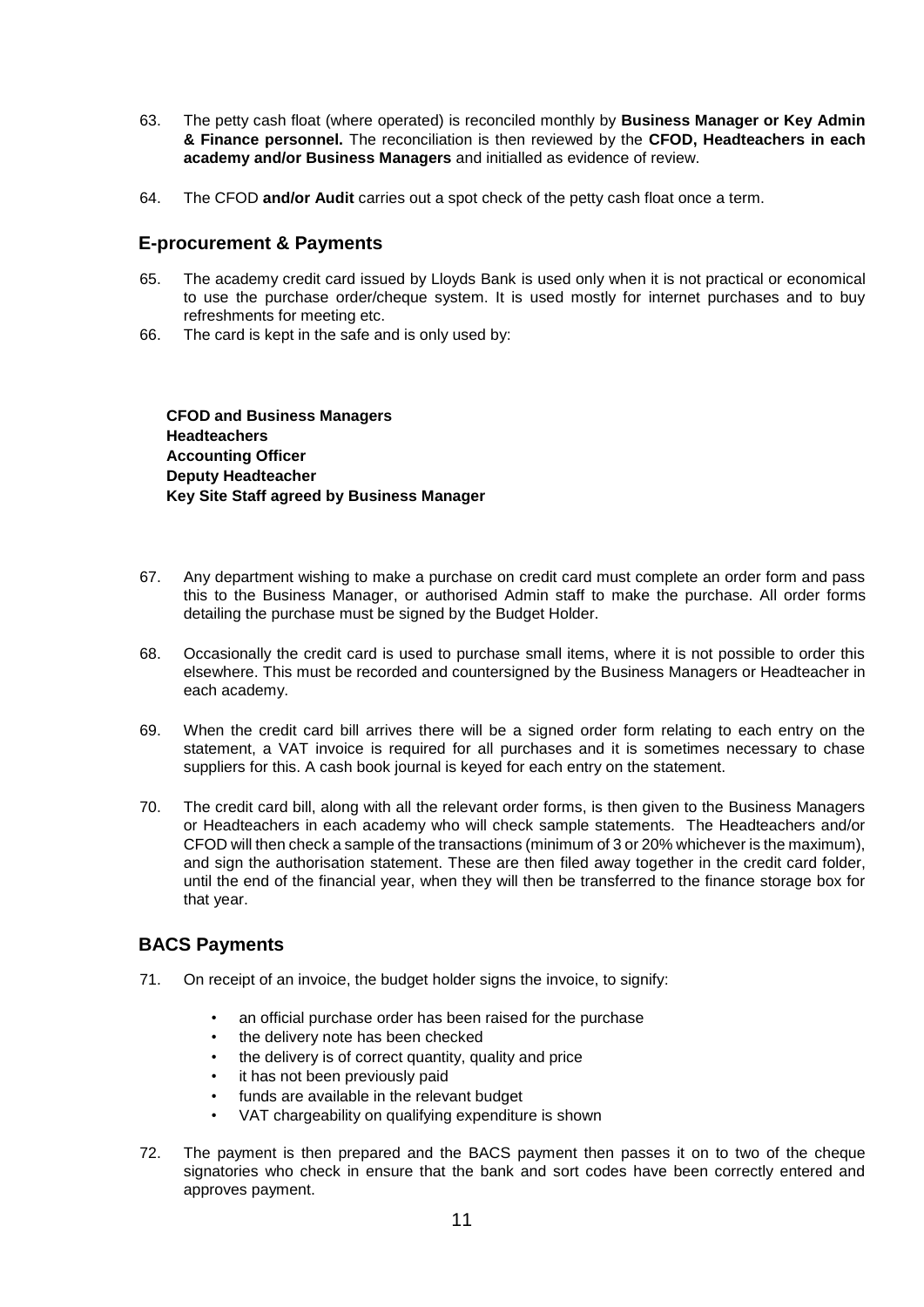63. The petty cash float (where operated) is reconciled monthly by **Business Manager or Key Admin & Finance personnel.** The reconciliation is then reviewed by the **CFOD, Headteachers in each academy and/or Business Managers** and initialled as evidence of review.

64. The CFOD **and/or Audit** carries out a spot check of the petty cash float once a term.

## E-procurement & Payments

65. The academy credit card issued by Lloyds Bank is used only when it is not practical or economical to use the purchase order/cheque system. It is used mostly for internet purchases and to buy refreshments for meeting etc.

66. The card is kept in the safe and is only used by:

**CFOD and Business Managers**
**Headteachers**
**Accounting Officer**
**Deputy Headteacher**
**Key Site Staff agreed by Business Manager**

67. Any department wishing to make a purchase on credit card must complete an order form and pass this to the Business Manager, or authorised Admin staff to make the purchase. All order forms detailing the purchase must be signed by the Budget Holder.

68. Occasionally the credit card is used to purchase small items, where it is not possible to order this elsewhere. This must be recorded and countersigned by the Business Managers or Headteacher in each academy.

69. When the credit card bill arrives there will be a signed order form relating to each entry on the statement, a VAT invoice is required for all purchases and it is sometimes necessary to chase suppliers for this. A cash book journal is keyed for each entry on the statement.

70. The credit card bill, along with all the relevant order forms, is then given to the Business Managers or Headteachers in each academy who will check sample statements. The Headteachers and/or CFOD will then check a sample of the transactions (minimum of 3 or 20% whichever is the maximum), and sign the authorisation statement. These are then filed away together in the credit card folder, until the end of the financial year, when they will then be transferred to the finance storage box for that year.

## BACS Payments

71. On receipt of an invoice, the budget holder signs the invoice, to signify:

    - an official purchase order has been raised for the purchase
    - the delivery note has been checked
    - the delivery is of correct quantity, quality and price
    - it has not been previously paid
    - funds are available in the relevant budget
    - VAT chargeability on qualifying expenditure is shown

72. The payment is then prepared and the BACS payment then passes it on to two of the cheque signatories who check in ensure that the bank and sort codes have been correctly entered and approves payment.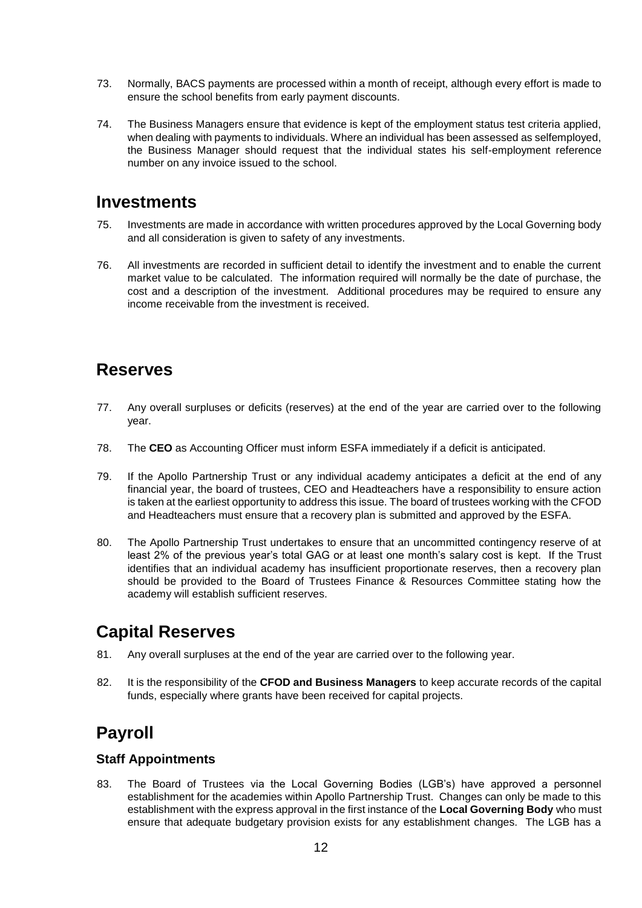73. Normally, BACS payments are processed within a month of receipt, although every effort is made to ensure the school benefits from early payment discounts.

74. The Business Managers ensure that evidence is kept of the employment status test criteria applied, when dealing with payments to individuals. Where an individual has been assessed as selfemployed, the Business Manager should request that the individual states his self-employment reference number on any invoice issued to the school.

## Investments

75. Investments are made in accordance with written procedures approved by the Local Governing body and all consideration is given to safety of any investments.

76. All investments are recorded in sufficient detail to identify the investment and to enable the current market value to be calculated. The information required will normally be the date of purchase, the cost and a description of the investment. Additional procedures may be required to ensure any income receivable from the investment is received.

## Reserves

77. Any overall surpluses or deficits (reserves) at the end of the year are carried over to the following year.

78. The **CEO** as Accounting Officer must inform ESFA immediately if a deficit is anticipated.

79. If the Apollo Partnership Trust or any individual academy anticipates a deficit at the end of any financial year, the board of trustees, CEO and Headteachers have a responsibility to ensure action is taken at the earliest opportunity to address this issue. The board of trustees working with the CFOD and Headteachers must ensure that a recovery plan is submitted and approved by the ESFA.

80. The Apollo Partnership Trust undertakes to ensure that an uncommitted contingency reserve of at least 2% of the previous year's total GAG or at least one month's salary cost is kept. If the Trust identifies that an individual academy has insufficient proportionate reserves, then a recovery plan should be provided to the Board of Trustees Finance & Resources Committee stating how the academy will establish sufficient reserves.

## Capital Reserves

81. Any overall surpluses at the end of the year are carried over to the following year.

82. It is the responsibility of the **CFOD and Business Managers** to keep accurate records of the capital funds, especially where grants have been received for capital projects.

## Payroll

### Staff Appointments

83. The Board of Trustees via the Local Governing Bodies (LGB's) have approved a personnel establishment for the academies within Apollo Partnership Trust. Changes can only be made to this establishment with the express approval in the first instance of the **Local Governing Body** who must ensure that adequate budgetary provision exists for any establishment changes. The LGB has a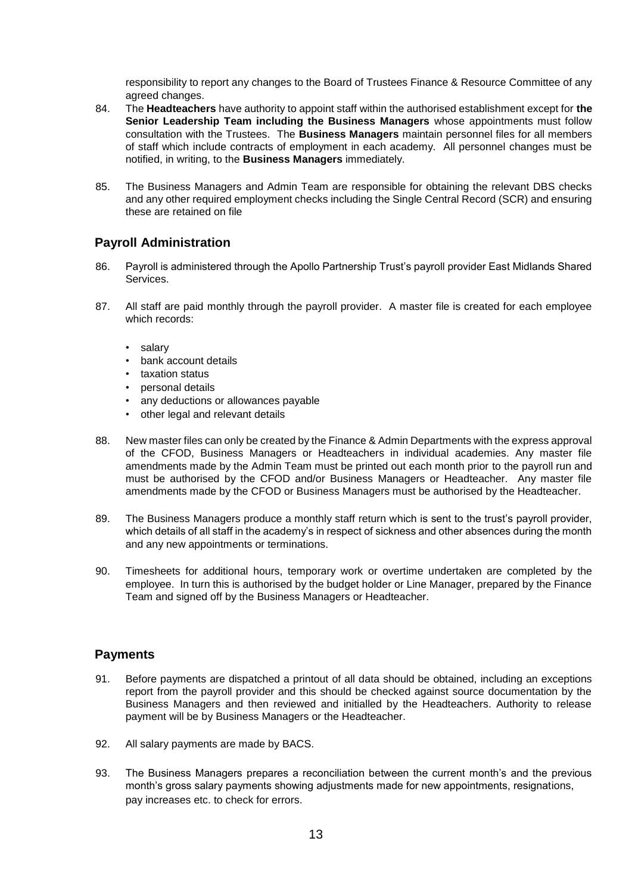responsibility to report any changes to the Board of Trustees Finance & Resource Committee of any agreed changes.

84. The **Headteachers** have authority to appoint staff within the authorised establishment except for **the Senior Leadership Team including the Business Managers** whose appointments must follow consultation with the Trustees. The **Business Managers** maintain personnel files for all members of staff which include contracts of employment in each academy. All personnel changes must be notified, in writing, to the **Business Managers** immediately.

85. The Business Managers and Admin Team are responsible for obtaining the relevant DBS checks and any other required employment checks including the Single Central Record (SCR) and ensuring these are retained on file

## Payroll Administration

86. Payroll is administered through the Apollo Partnership Trust's payroll provider East Midlands Shared Services.

87. All staff are paid monthly through the payroll provider. A master file is created for each employee which records:

   - salary
   - bank account details
   - taxation status
   - personal details
   - any deductions or allowances payable
   - other legal and relevant details

88. New master files can only be created by the Finance & Admin Departments with the express approval of the CFOD, Business Managers or Headteachers in individual academies. Any master file amendments made by the Admin Team must be printed out each month prior to the payroll run and must be authorised by the CFOD and/or Business Managers or Headteacher. Any master file amendments made by the CFOD or Business Managers must be authorised by the Headteacher.

89. The Business Managers produce a monthly staff return which is sent to the trust's payroll provider, which details of all staff in the academy's in respect of sickness and other absences during the month and any new appointments or terminations.

90. Timesheets for additional hours, temporary work or overtime undertaken are completed by the employee. In turn this is authorised by the budget holder or Line Manager, prepared by the Finance Team and signed off by the Business Managers or Headteacher.

## Payments

91. Before payments are dispatched a printout of all data should be obtained, including an exceptions report from the payroll provider and this should be checked against source documentation by the Business Managers and then reviewed and initialled by the Headteachers. Authority to release payment will be by Business Managers or the Headteacher.

92. All salary payments are made by BACS.

93. The Business Managers prepares a reconciliation between the current month's and the previous month's gross salary payments showing adjustments made for new appointments, resignations, pay increases etc. to check for errors.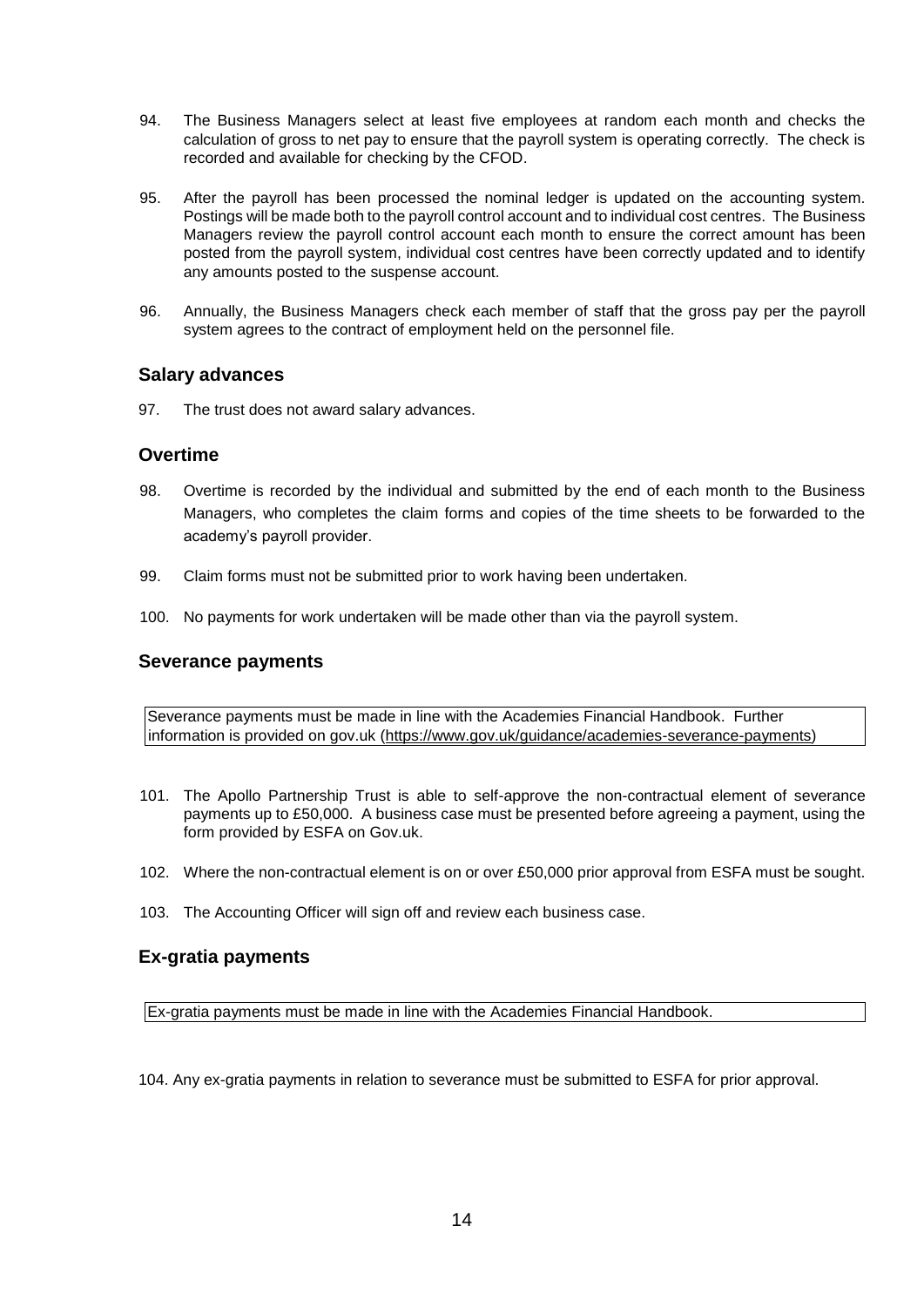94. The Business Managers select at least five employees at random each month and checks the calculation of gross to net pay to ensure that the payroll system is operating correctly. The check is recorded and available for checking by the CFOD.

95. After the payroll has been processed the nominal ledger is updated on the accounting system. Postings will be made both to the payroll control account and to individual cost centres. The Business Managers review the payroll control account each month to ensure the correct amount has been posted from the payroll system, individual cost centres have been correctly updated and to identify any amounts posted to the suspense account.

96. Annually, the Business Managers check each member of staff that the gross pay per the payroll system agrees to the contract of employment held on the personnel file.

## Salary advances

97. The trust does not award salary advances.

## Overtime

98. Overtime is recorded by the individual and submitted by the end of each month to the Business Managers, who completes the claim forms and copies of the time sheets to be forwarded to the academy's payroll provider.

99. Claim forms must not be submitted prior to work having been undertaken.

100. No payments for work undertaken will be made other than via the payroll system.

## Severance payments

| Severance payments must be made in line with the Academies Financial Handbook. Further information is provided on gov.uk (https://www.gov.uk/guidance/academies-severance-payments) |
|---|

101. The Apollo Partnership Trust is able to self-approve the non-contractual element of severance payments up to £50,000. A business case must be presented before agreeing a payment, using the form provided by ESFA on Gov.uk.

102. Where the non-contractual element is on or over £50,000 prior approval from ESFA must be sought.

103. The Accounting Officer will sign off and review each business case.

## Ex-gratia payments

| Ex-gratia payments must be made in line with the Academies Financial Handbook. |
|---|

104. Any ex-gratia payments in relation to severance must be submitted to ESFA for prior approval.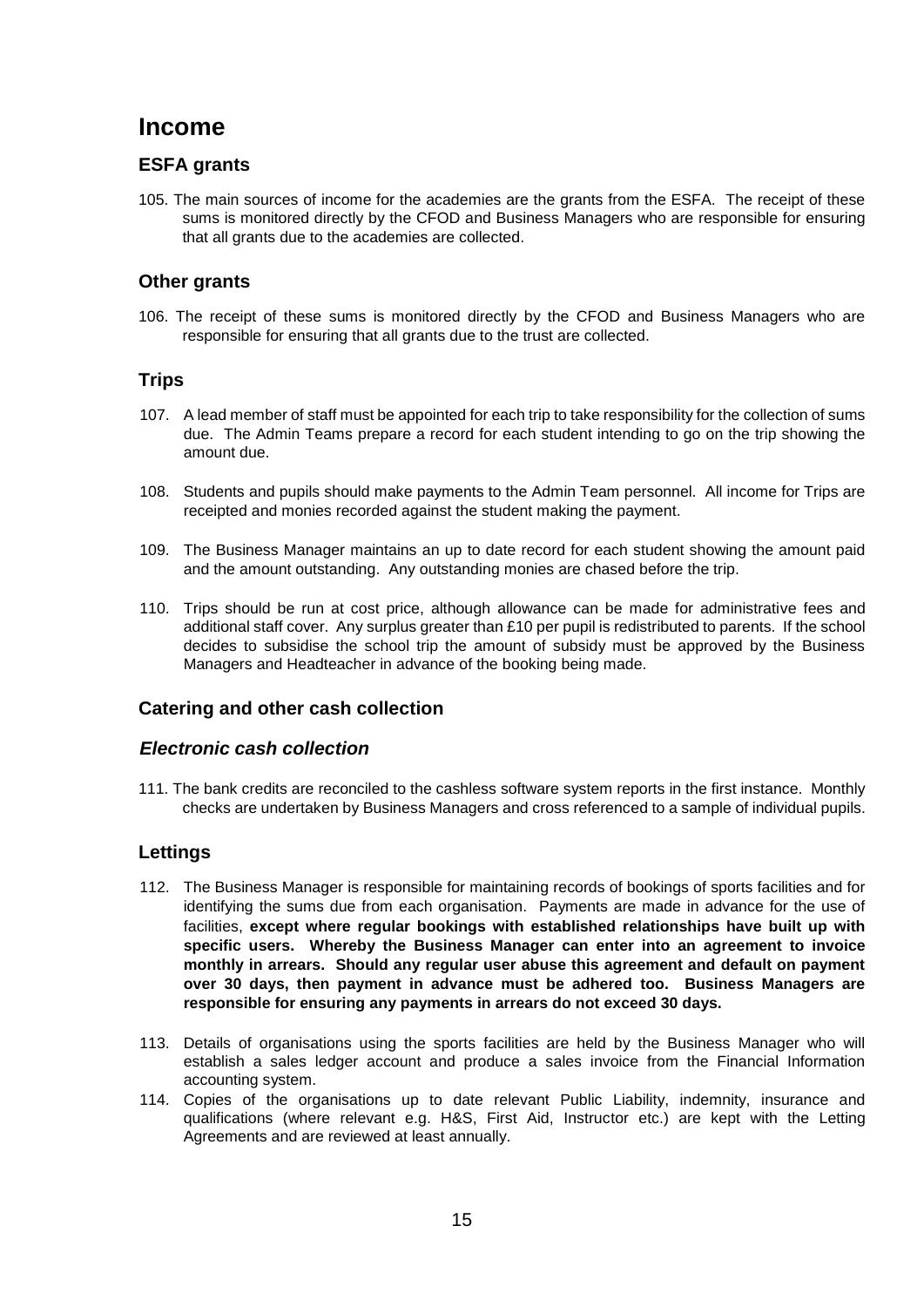# Income

## ESFA grants

105. The main sources of income for the academies are the grants from the ESFA. The receipt of these sums is monitored directly by the CFOD and Business Managers who are responsible for ensuring that all grants due to the academies are collected.

## Other grants

106. The receipt of these sums is monitored directly by the CFOD and Business Managers who are responsible for ensuring that all grants due to the trust are collected.

## Trips

107. A lead member of staff must be appointed for each trip to take responsibility for the collection of sums due. The Admin Teams prepare a record for each student intending to go on the trip showing the amount due.

108. Students and pupils should make payments to the Admin Team personnel. All income for Trips are receipted and monies recorded against the student making the payment.

109. The Business Manager maintains an up to date record for each student showing the amount paid and the amount outstanding. Any outstanding monies are chased before the trip.

110. Trips should be run at cost price, although allowance can be made for administrative fees and additional staff cover. Any surplus greater than £10 per pupil is redistributed to parents. If the school decides to subsidise the school trip the amount of subsidy must be approved by the Business Managers and Headteacher in advance of the booking being made.

## Catering and other cash collection

### *Electronic cash collection*

111. The bank credits are reconciled to the cashless software system reports in the first instance. Monthly checks are undertaken by Business Managers and cross referenced to a sample of individual pupils.

## Lettings

112. The Business Manager is responsible for maintaining records of bookings of sports facilities and for identifying the sums due from each organisation. Payments are made in advance for the use of facilities, **except where regular bookings with established relationships have built up with specific users. Whereby the Business Manager can enter into an agreement to invoice monthly in arrears. Should any regular user abuse this agreement and default on payment over 30 days, then payment in advance must be adhered too. Business Managers are responsible for ensuring any payments in arrears do not exceed 30 days.**

113. Details of organisations using the sports facilities are held by the Business Manager who will establish a sales ledger account and produce a sales invoice from the Financial Information accounting system.

114. Copies of the organisations up to date relevant Public Liability, indemnity, insurance and qualifications (where relevant e.g. H&S, First Aid, Instructor etc.) are kept with the Letting Agreements and are reviewed at least annually.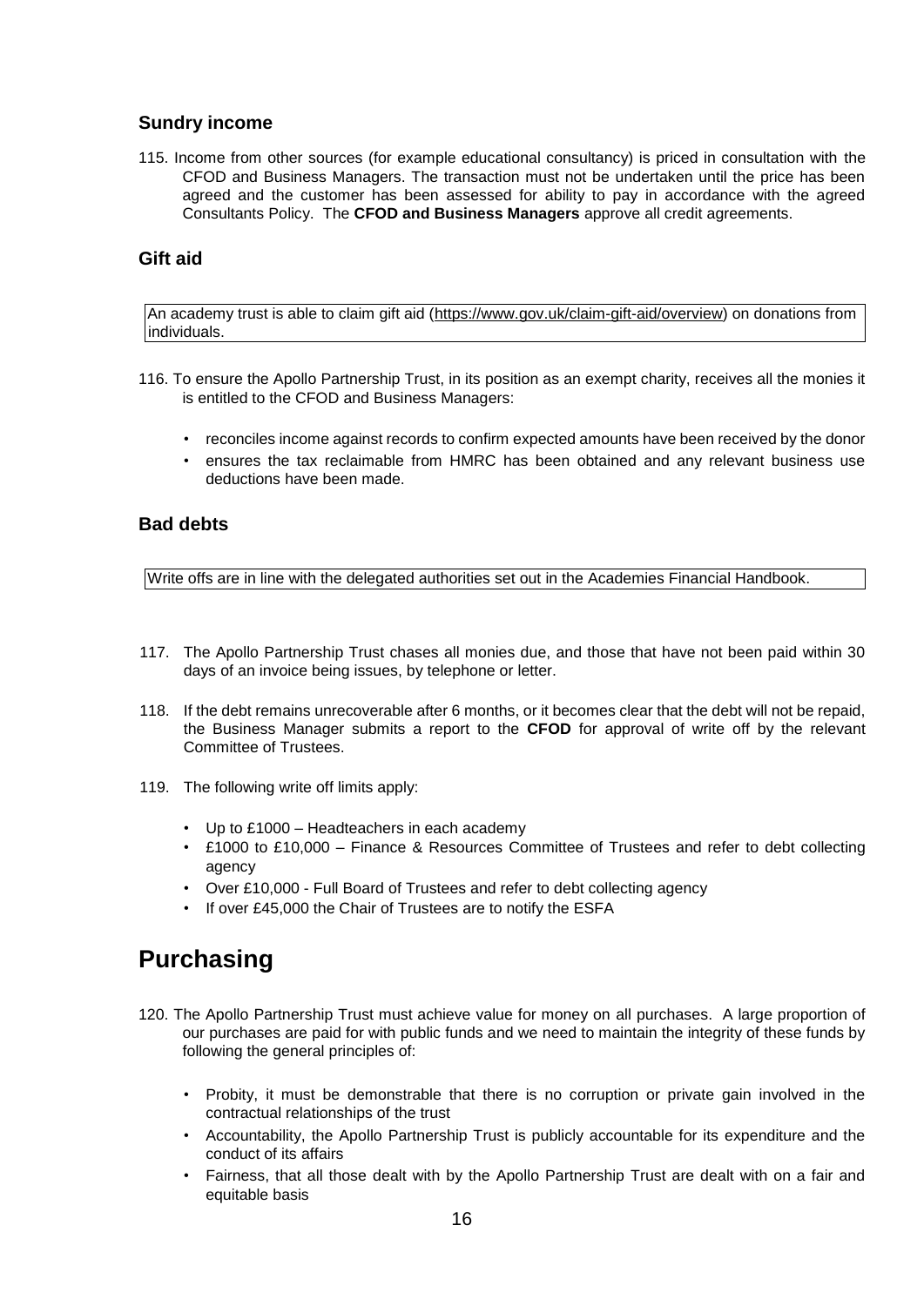### Sundry income

115. Income from other sources (for example educational consultancy) is priced in consultation with the CFOD and Business Managers. The transaction must not be undertaken until the price has been agreed and the customer has been assessed for ability to pay in accordance with the agreed Consultants Policy. The **CFOD and Business Managers** approve all credit agreements.

### Gift aid

An academy trust is able to claim gift aid (https://www.gov.uk/claim-gift-aid/overview) on donations from individuals.

116. To ensure the Apollo Partnership Trust, in its position as an exempt charity, receives all the monies it is entitled to the CFOD and Business Managers:

- reconciles income against records to confirm expected amounts have been received by the donor
- ensures the tax reclaimable from HMRC has been obtained and any relevant business use deductions have been made.

### Bad debts

Write offs are in line with the delegated authorities set out in the Academies Financial Handbook.

117. The Apollo Partnership Trust chases all monies due, and those that have not been paid within 30 days of an invoice being issues, by telephone or letter.

118. If the debt remains unrecoverable after 6 months, or it becomes clear that the debt will not be repaid, the Business Manager submits a report to the **CFOD** for approval of write off by the relevant Committee of Trustees.

119. The following write off limits apply:

- Up to £1000 – Headteachers in each academy
- £1000 to £10,000 – Finance & Resources Committee of Trustees and refer to debt collecting agency
- Over £10,000 - Full Board of Trustees and refer to debt collecting agency
- If over £45,000 the Chair of Trustees are to notify the ESFA

## Purchasing

120. The Apollo Partnership Trust must achieve value for money on all purchases. A large proportion of our purchases are paid for with public funds and we need to maintain the integrity of these funds by following the general principles of:

- Probity, it must be demonstrable that there is no corruption or private gain involved in the contractual relationships of the trust
- Accountability, the Apollo Partnership Trust is publicly accountable for its expenditure and the conduct of its affairs
- Fairness, that all those dealt with by the Apollo Partnership Trust are dealt with on a fair and equitable basis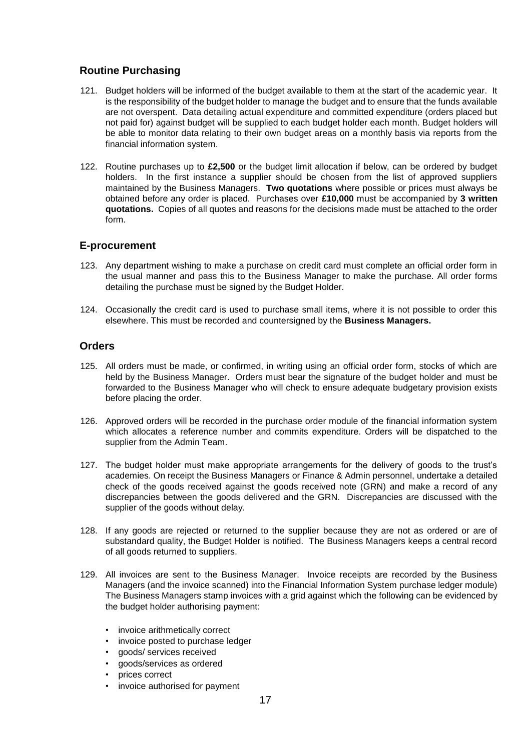## Routine Purchasing

121. Budget holders will be informed of the budget available to them at the start of the academic year. It is the responsibility of the budget holder to manage the budget and to ensure that the funds available are not overspent. Data detailing actual expenditure and committed expenditure (orders placed but not paid for) against budget will be supplied to each budget holder each month. Budget holders will be able to monitor data relating to their own budget areas on a monthly basis via reports from the financial information system.

122. Routine purchases up to **£2,500** or the budget limit allocation if below, can be ordered by budget holders. In the first instance a supplier should be chosen from the list of approved suppliers maintained by the Business Managers. **Two quotations** where possible or prices must always be obtained before any order is placed. Purchases over **£10,000** must be accompanied by **3 written quotations.** Copies of all quotes and reasons for the decisions made must be attached to the order form.

## E-procurement

123. Any department wishing to make a purchase on credit card must complete an official order form in the usual manner and pass this to the Business Manager to make the purchase. All order forms detailing the purchase must be signed by the Budget Holder.

124. Occasionally the credit card is used to purchase small items, where it is not possible to order this elsewhere. This must be recorded and countersigned by the **Business Managers.**

## Orders

125. All orders must be made, or confirmed, in writing using an official order form, stocks of which are held by the Business Manager. Orders must bear the signature of the budget holder and must be forwarded to the Business Manager who will check to ensure adequate budgetary provision exists before placing the order.

126. Approved orders will be recorded in the purchase order module of the financial information system which allocates a reference number and commits expenditure. Orders will be dispatched to the supplier from the Admin Team.

127. The budget holder must make appropriate arrangements for the delivery of goods to the trust's academies. On receipt the Business Managers or Finance & Admin personnel, undertake a detailed check of the goods received against the goods received note (GRN) and make a record of any discrepancies between the goods delivered and the GRN. Discrepancies are discussed with the supplier of the goods without delay.

128. If any goods are rejected or returned to the supplier because they are not as ordered or are of substandard quality, the Budget Holder is notified. The Business Managers keeps a central record of all goods returned to suppliers.

129. All invoices are sent to the Business Manager. Invoice receipts are recorded by the Business Managers (and the invoice scanned) into the Financial Information System purchase ledger module) The Business Managers stamp invoices with a grid against which the following can be evidenced by the budget holder authorising payment:

    - invoice arithmetically correct
    - invoice posted to purchase ledger
    - goods/ services received
    - goods/services as ordered
    - prices correct
    - invoice authorised for payment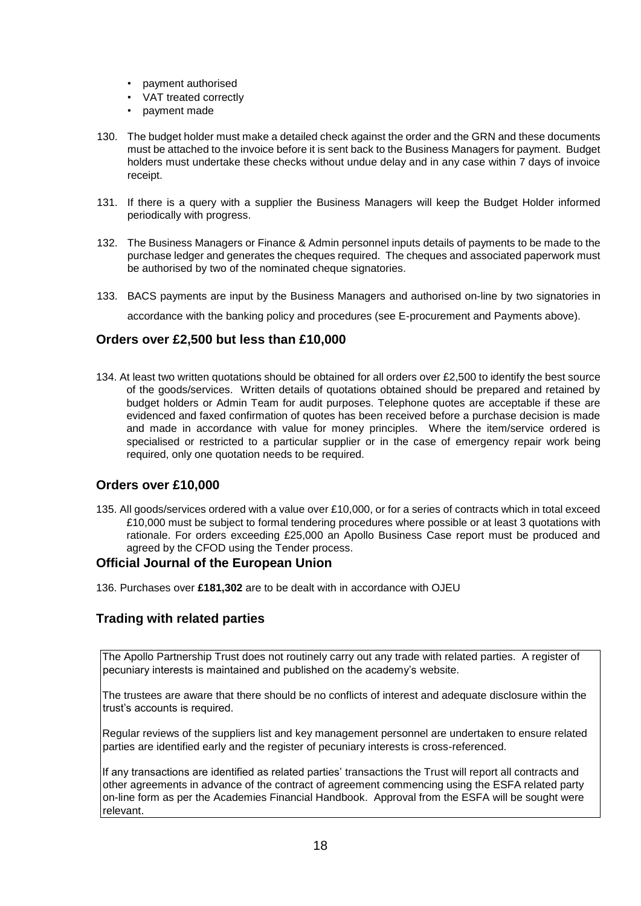- payment authorised
- VAT treated correctly
- payment made

130. The budget holder must make a detailed check against the order and the GRN and these documents must be attached to the invoice before it is sent back to the Business Managers for payment. Budget holders must undertake these checks without undue delay and in any case within 7 days of invoice receipt.

131. If there is a query with a supplier the Business Managers will keep the Budget Holder informed periodically with progress.

132. The Business Managers or Finance & Admin personnel inputs details of payments to be made to the purchase ledger and generates the cheques required. The cheques and associated paperwork must be authorised by two of the nominated cheque signatories.

133. BACS payments are input by the Business Managers and authorised on-line by two signatories in accordance with the banking policy and procedures (see E-procurement and Payments above).

## Orders over £2,500 but less than £10,000

134. At least two written quotations should be obtained for all orders over £2,500 to identify the best source of the goods/services. Written details of quotations obtained should be prepared and retained by budget holders or Admin Team for audit purposes. Telephone quotes are acceptable if these are evidenced and faxed confirmation of quotes has been received before a purchase decision is made and made in accordance with value for money principles. Where the item/service ordered is specialised or restricted to a particular supplier or in the case of emergency repair work being required, only one quotation needs to be required.

## Orders over £10,000

135. All goods/services ordered with a value over £10,000, or for a series of contracts which in total exceed £10,000 must be subject to formal tendering procedures where possible or at least 3 quotations with rationale. For orders exceeding £25,000 an Apollo Business Case report must be produced and agreed by the CFOD using the Tender process.

## Official Journal of the European Union

136. Purchases over **£181,302** are to be dealt with in accordance with OJEU

## Trading with related parties

The Apollo Partnership Trust does not routinely carry out any trade with related parties. A register of pecuniary interests is maintained and published on the academy's website.

The trustees are aware that there should be no conflicts of interest and adequate disclosure within the trust's accounts is required.

Regular reviews of the suppliers list and key management personnel are undertaken to ensure related parties are identified early and the register of pecuniary interests is cross-referenced.

If any transactions are identified as related parties' transactions the Trust will report all contracts and other agreements in advance of the contract of agreement commencing using the ESFA related party on-line form as per the Academies Financial Handbook. Approval from the ESFA will be sought were relevant.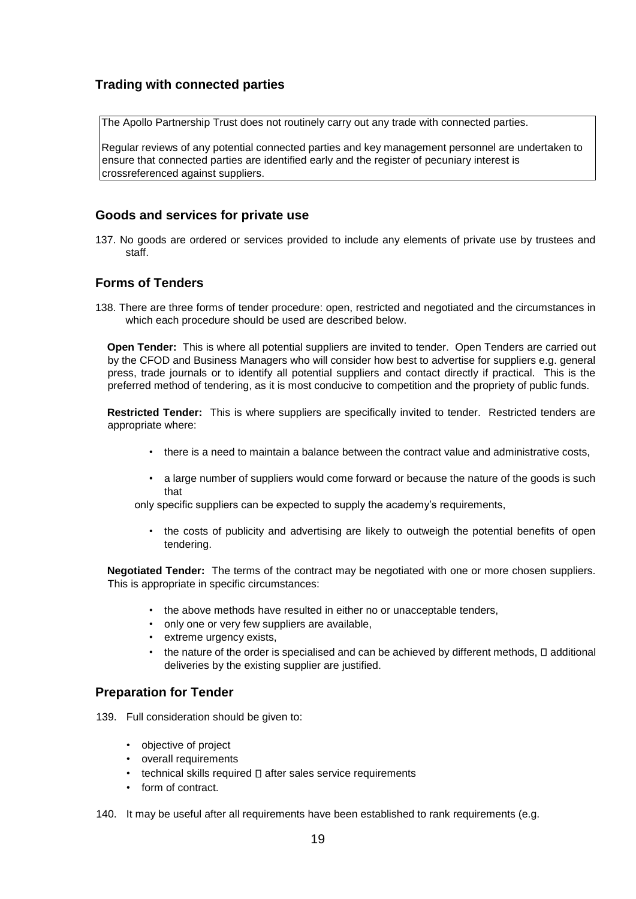## Trading with connected parties

The Apollo Partnership Trust does not routinely carry out any trade with connected parties.

Regular reviews of any potential connected parties and key management personnel are undertaken to ensure that connected parties are identified early and the register of pecuniary interest is crossreferenced against suppliers.

## Goods and services for private use

137. No goods are ordered or services provided to include any elements of private use by trustees and staff.

## Forms of Tenders

138. There are three forms of tender procedure: open, restricted and negotiated and the circumstances in which each procedure should be used are described below.

**Open Tender:** This is where all potential suppliers are invited to tender. Open Tenders are carried out by the CFOD and Business Managers who will consider how best to advertise for suppliers e.g. general press, trade journals or to identify all potential suppliers and contact directly if practical. This is the preferred method of tendering, as it is most conducive to competition and the propriety of public funds.

**Restricted Tender:** This is where suppliers are specifically invited to tender. Restricted tenders are appropriate where:

- there is a need to maintain a balance between the contract value and administrative costs,
- a large number of suppliers would come forward or because the nature of the goods is such that

only specific suppliers can be expected to supply the academy's requirements,

- the costs of publicity and advertising are likely to outweigh the potential benefits of open tendering.

**Negotiated Tender:** The terms of the contract may be negotiated with one or more chosen suppliers. This is appropriate in specific circumstances:

- the above methods have resulted in either no or unacceptable tenders,
- only one or very few suppliers are available,
- extreme urgency exists,
- the nature of the order is specialised and can be achieved by different methods,  additional deliveries by the existing supplier are justified.

## Preparation for Tender

139. Full consideration should be given to:

- objective of project
- overall requirements
- technical skills required  after sales service requirements
- form of contract.

140. It may be useful after all requirements have been established to rank requirements (e.g.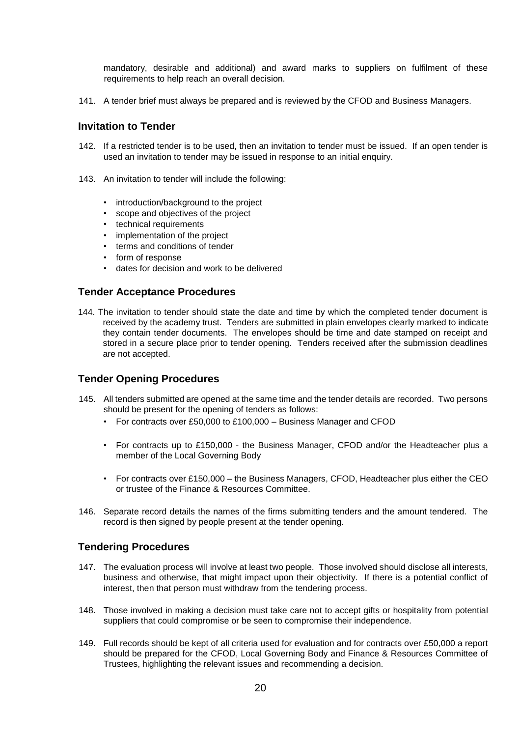mandatory, desirable and additional) and award marks to suppliers on fulfilment of these requirements to help reach an overall decision.

141. A tender brief must always be prepared and is reviewed by the CFOD and Business Managers.

## Invitation to Tender

142. If a restricted tender is to be used, then an invitation to tender must be issued. If an open tender is used an invitation to tender may be issued in response to an initial enquiry.

143. An invitation to tender will include the following:

- introduction/background to the project
- scope and objectives of the project
- technical requirements
- implementation of the project
- terms and conditions of tender
- form of response
- dates for decision and work to be delivered

## Tender Acceptance Procedures

144. The invitation to tender should state the date and time by which the completed tender document is received by the academy trust. Tenders are submitted in plain envelopes clearly marked to indicate they contain tender documents. The envelopes should be time and date stamped on receipt and stored in a secure place prior to tender opening. Tenders received after the submission deadlines are not accepted.

## Tender Opening Procedures

145. All tenders submitted are opened at the same time and the tender details are recorded. Two persons should be present for the opening of tenders as follows:
   - For contracts over £50,000 to £100,000 – Business Manager and CFOD
   - For contracts up to £150,000 - the Business Manager, CFOD and/or the Headteacher plus a member of the Local Governing Body
   - For contracts over £150,000 – the Business Managers, CFOD, Headteacher plus either the CEO or trustee of the Finance & Resources Committee.

146. Separate record details the names of the firms submitting tenders and the amount tendered. The record is then signed by people present at the tender opening.

## Tendering Procedures

147. The evaluation process will involve at least two people. Those involved should disclose all interests, business and otherwise, that might impact upon their objectivity. If there is a potential conflict of interest, then that person must withdraw from the tendering process.

148. Those involved in making a decision must take care not to accept gifts or hospitality from potential suppliers that could compromise or be seen to compromise their independence.

149. Full records should be kept of all criteria used for evaluation and for contracts over £50,000 a report should be prepared for the CFOD, Local Governing Body and Finance & Resources Committee of Trustees, highlighting the relevant issues and recommending a decision.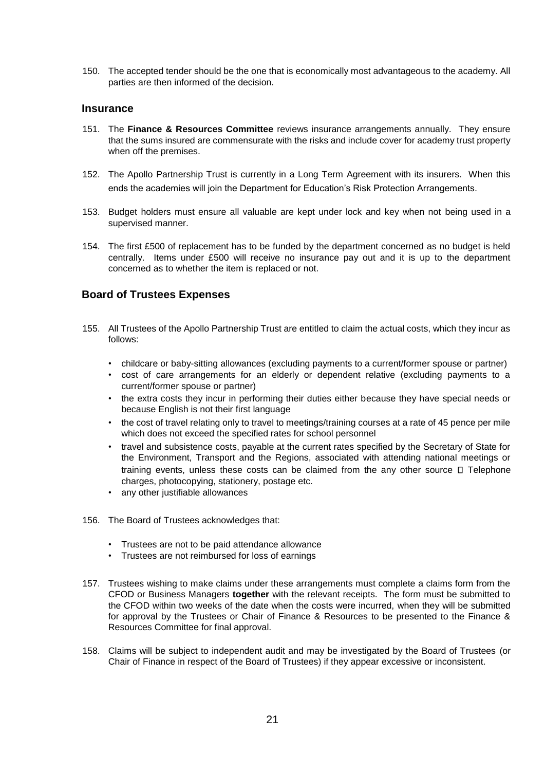150. The accepted tender should be the one that is economically most advantageous to the academy. All parties are then informed of the decision.

## Insurance

151. The **Finance & Resources Committee** reviews insurance arrangements annually. They ensure that the sums insured are commensurate with the risks and include cover for academy trust property when off the premises.

152. The Apollo Partnership Trust is currently in a Long Term Agreement with its insurers. When this ends the academies will join the Department for Education's Risk Protection Arrangements.

153. Budget holders must ensure all valuable are kept under lock and key when not being used in a supervised manner.

154. The first £500 of replacement has to be funded by the department concerned as no budget is held centrally. Items under £500 will receive no insurance pay out and it is up to the department concerned as to whether the item is replaced or not.

## Board of Trustees Expenses

155. All Trustees of the Apollo Partnership Trust are entitled to claim the actual costs, which they incur as follows:

    - childcare or baby-sitting allowances (excluding payments to a current/former spouse or partner)
    - cost of care arrangements for an elderly or dependent relative (excluding payments to a current/former spouse or partner)
    - the extra costs they incur in performing their duties either because they have special needs or because English is not their first language
    - the cost of travel relating only to travel to meetings/training courses at a rate of 45 pence per mile which does not exceed the specified rates for school personnel
    - travel and subsistence costs, payable at the current rates specified by the Secretary of State for the Environment, Transport and the Regions, associated with attending national meetings or training events, unless these costs can be claimed from the any other source  Telephone charges, photocopying, stationery, postage etc.
    - any other justifiable allowances

156. The Board of Trustees acknowledges that:

    - Trustees are not to be paid attendance allowance
    - Trustees are not reimbursed for loss of earnings

157. Trustees wishing to make claims under these arrangements must complete a claims form from the CFOD or Business Managers **together** with the relevant receipts. The form must be submitted to the CFOD within two weeks of the date when the costs were incurred, when they will be submitted for approval by the Trustees or Chair of Finance & Resources to be presented to the Finance & Resources Committee for final approval.

158. Claims will be subject to independent audit and may be investigated by the Board of Trustees (or Chair of Finance in respect of the Board of Trustees) if they appear excessive or inconsistent.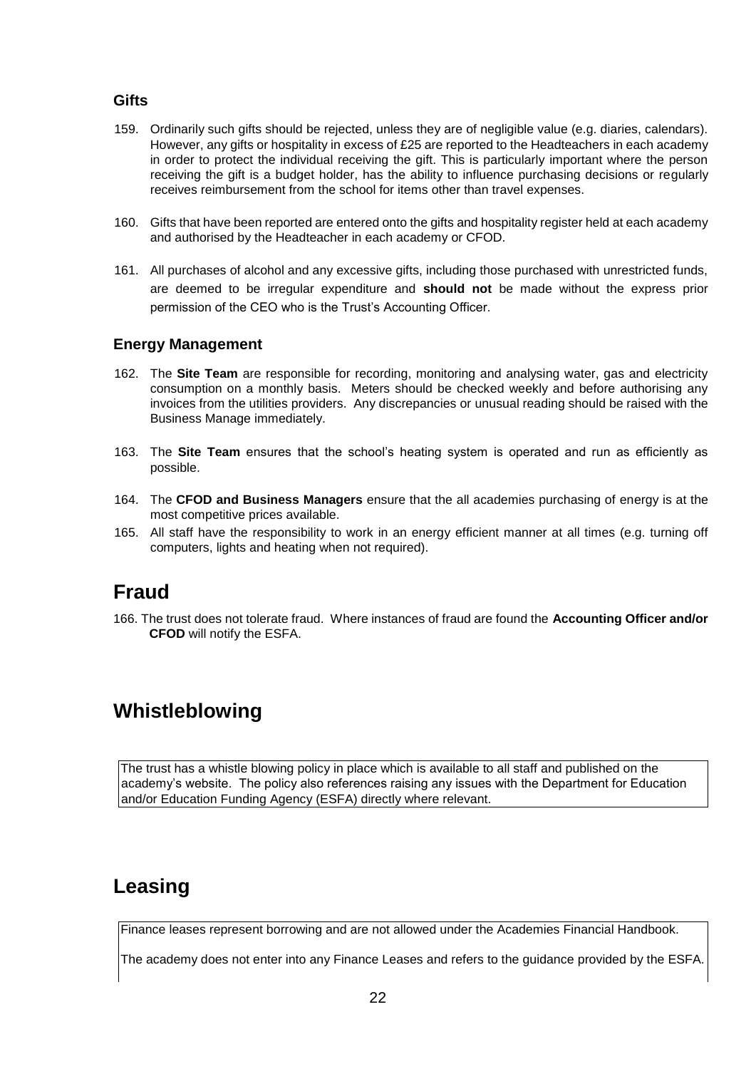### Gifts

159. Ordinarily such gifts should be rejected, unless they are of negligible value (e.g. diaries, calendars). However, any gifts or hospitality in excess of £25 are reported to the Headteachers in each academy in order to protect the individual receiving the gift. This is particularly important where the person receiving the gift is a budget holder, has the ability to influence purchasing decisions or regularly receives reimbursement from the school for items other than travel expenses.

160. Gifts that have been reported are entered onto the gifts and hospitality register held at each academy and authorised by the Headteacher in each academy or CFOD.

161. All purchases of alcohol and any excessive gifts, including those purchased with unrestricted funds, are deemed to be irregular expenditure and **should not** be made without the express prior permission of the CEO who is the Trust's Accounting Officer.

### Energy Management

162. The **Site Team** are responsible for recording, monitoring and analysing water, gas and electricity consumption on a monthly basis. Meters should be checked weekly and before authorising any invoices from the utilities providers. Any discrepancies or unusual reading should be raised with the Business Manage immediately.

163. The **Site Team** ensures that the school's heating system is operated and run as efficiently as possible.

164. The **CFOD and Business Managers** ensure that the all academies purchasing of energy is at the most competitive prices available.

165. All staff have the responsibility to work in an energy efficient manner at all times (e.g. turning off computers, lights and heating when not required).

## Fraud

166. The trust does not tolerate fraud. Where instances of fraud are found the **Accounting Officer and/or CFOD** will notify the ESFA.

## Whistleblowing

The trust has a whistle blowing policy in place which is available to all staff and published on the academy's website. The policy also references raising any issues with the Department for Education and/or Education Funding Agency (ESFA) directly where relevant.

## Leasing

Finance leases represent borrowing and are not allowed under the Academies Financial Handbook.

The academy does not enter into any Finance Leases and refers to the guidance provided by the ESFA.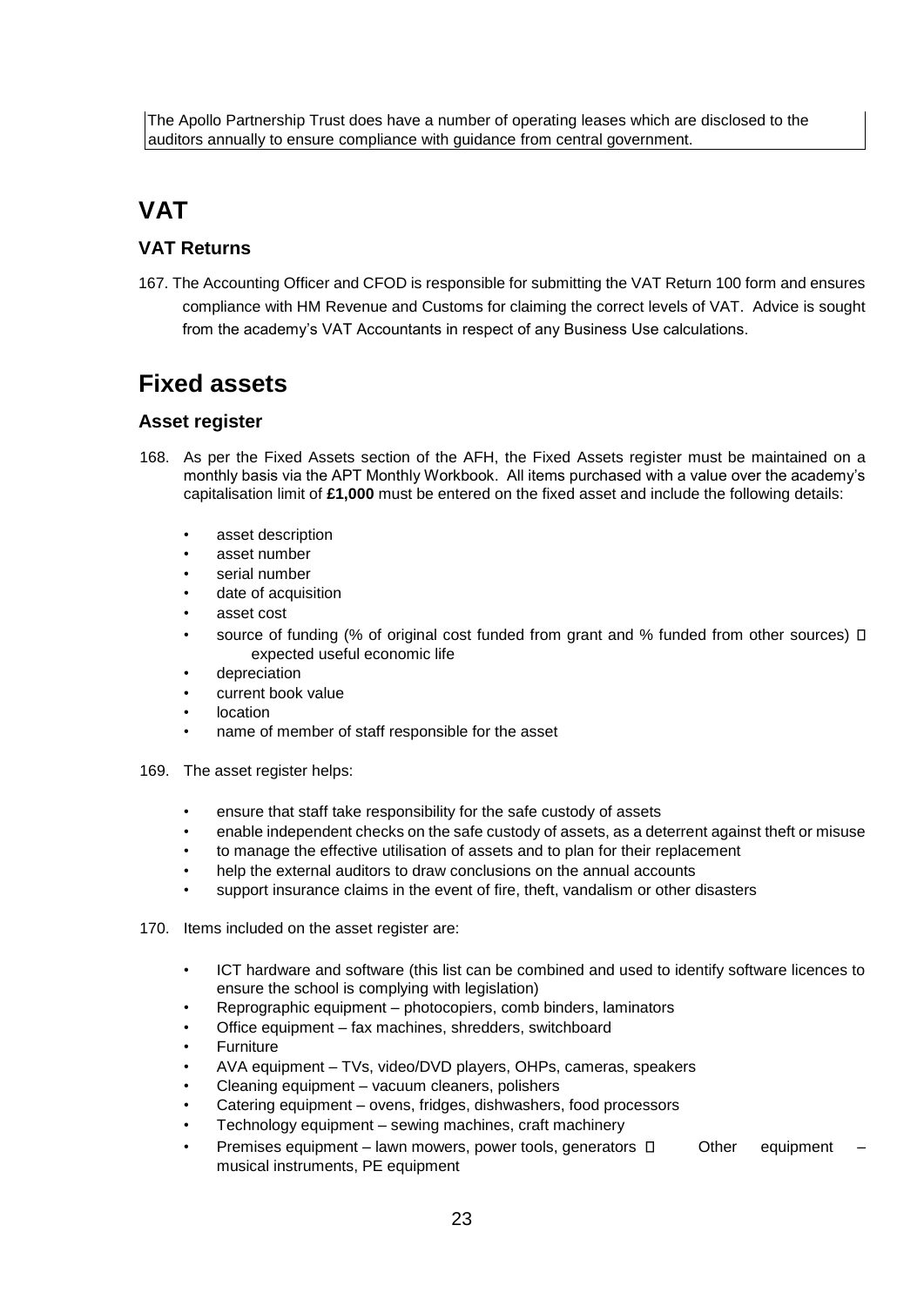The Apollo Partnership Trust does have a number of operating leases which are disclosed to the auditors annually to ensure compliance with guidance from central government.

# VAT

## VAT Returns

167. The Accounting Officer and CFOD is responsible for submitting the VAT Return 100 form and ensures compliance with HM Revenue and Customs for claiming the correct levels of VAT. Advice is sought from the academy's VAT Accountants in respect of any Business Use calculations.

# Fixed assets

## Asset register

168. As per the Fixed Assets section of the AFH, the Fixed Assets register must be maintained on a monthly basis via the APT Monthly Workbook. All items purchased with a value over the academy's capitalisation limit of **£1,000** must be entered on the fixed asset and include the following details:

    - asset description
    - asset number
    - serial number
    - date of acquisition
    - asset cost
    - source of funding (% of original cost funded from grant and % funded from other sources)
    - expected useful economic life
    - depreciation
    - current book value
    - location
    - name of member of staff responsible for the asset

169. The asset register helps:

    - ensure that staff take responsibility for the safe custody of assets
    - enable independent checks on the safe custody of assets, as a deterrent against theft or misuse
    - to manage the effective utilisation of assets and to plan for their replacement
    - help the external auditors to draw conclusions on the annual accounts
    - support insurance claims in the event of fire, theft, vandalism or other disasters

170. Items included on the asset register are:

    - ICT hardware and software (this list can be combined and used to identify software licences to ensure the school is complying with legislation)
    - Reprographic equipment – photocopiers, comb binders, laminators
    - Office equipment – fax machines, shredders, switchboard
    - Furniture
    - AVA equipment – TVs, video/DVD players, OHPs, cameras, speakers
    - Cleaning equipment – vacuum cleaners, polishers
    - Catering equipment – ovens, fridges, dishwashers, food processors
    - Technology equipment – sewing machines, craft machinery
    - Premises equipment – lawn mowers, power tools, generators
    - Other equipment – musical instruments, PE equipment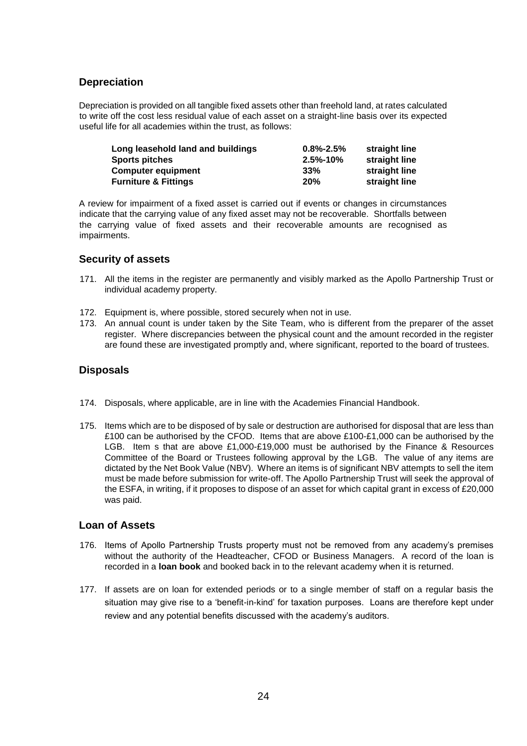## Depreciation

Depreciation is provided on all tangible fixed assets other than freehold land, at rates calculated to write off the cost less residual value of each asset on a straight-line basis over its expected useful life for all academies within the trust, as follows:

| | | |
|---|---|---|
| **Long leasehold land and buildings** | **0.8%-2.5%** | **straight line** |
| **Sports pitches** | **2.5%-10%** | **straight line** |
| **Computer equipment** | **33%** | **straight line** |
| **Furniture & Fittings** | **20%** | **straight line** |

A review for impairment of a fixed asset is carried out if events or changes in circumstances indicate that the carrying value of any fixed asset may not be recoverable. Shortfalls between the carrying value of fixed assets and their recoverable amounts are recognised as impairments.

## Security of assets

171. All the items in the register are permanently and visibly marked as the Apollo Partnership Trust or individual academy property.

172. Equipment is, where possible, stored securely when not in use.

173. An annual count is under taken by the Site Team, who is different from the preparer of the asset register. Where discrepancies between the physical count and the amount recorded in the register are found these are investigated promptly and, where significant, reported to the board of trustees.

## Disposals

174. Disposals, where applicable, are in line with the Academies Financial Handbook.

175. Items which are to be disposed of by sale or destruction are authorised for disposal that are less than £100 can be authorised by the CFOD. Items that are above £100-£1,000 can be authorised by the LGB. Item s that are above £1,000-£19,000 must be authorised by the Finance & Resources Committee of the Board or Trustees following approval by the LGB. The value of any items are dictated by the Net Book Value (NBV). Where an items is of significant NBV attempts to sell the item must be made before submission for write-off. The Apollo Partnership Trust will seek the approval of the ESFA, in writing, if it proposes to dispose of an asset for which capital grant in excess of £20,000 was paid.

## Loan of Assets

176. Items of Apollo Partnership Trusts property must not be removed from any academy's premises without the authority of the Headteacher, CFOD or Business Managers. A record of the loan is recorded in a **loan book** and booked back in to the relevant academy when it is returned.

177. If assets are on loan for extended periods or to a single member of staff on a regular basis the situation may give rise to a 'benefit-in-kind' for taxation purposes. Loans are therefore kept under review and any potential benefits discussed with the academy's auditors.